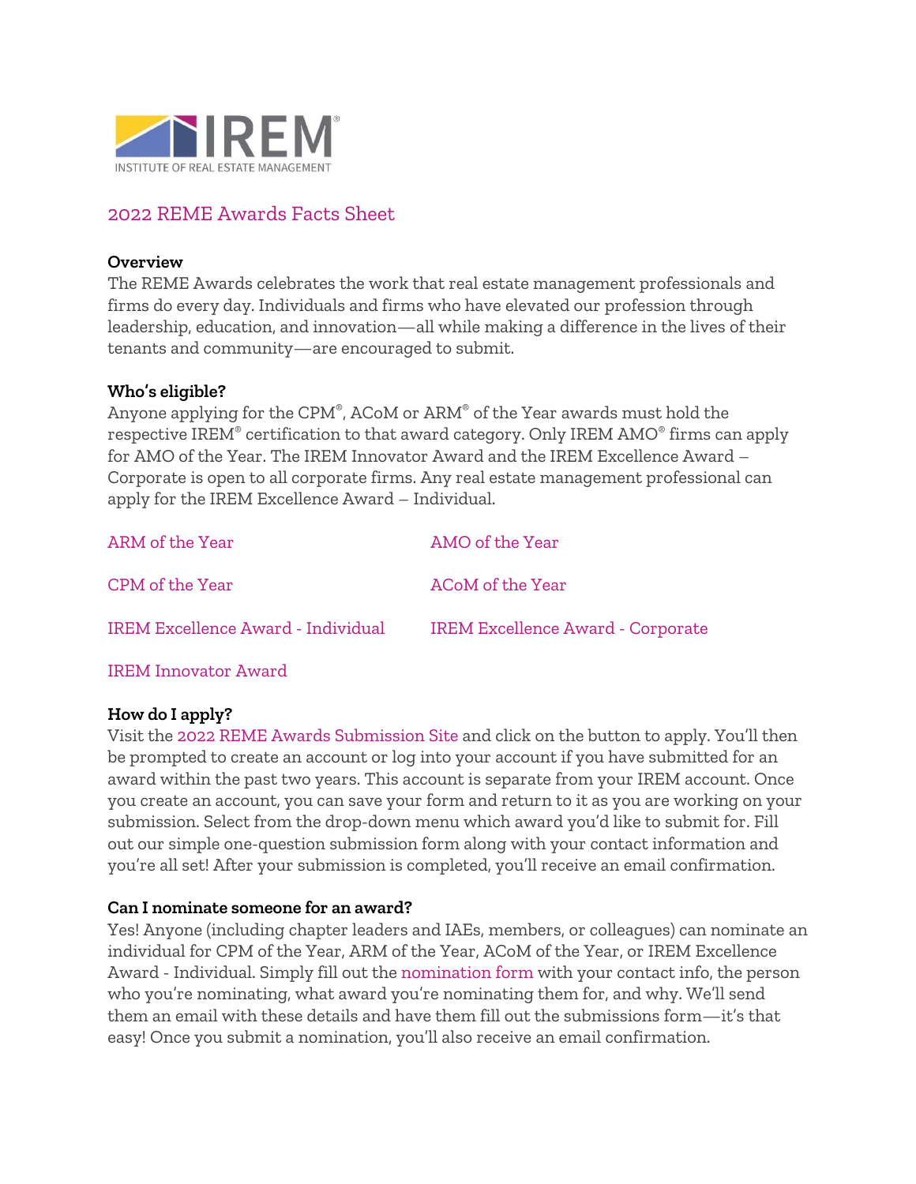IREM
INSTITUTE OF REAL ESTATE MANAGEMENT

# 2022 REME Awards Facts Sheet

**Overview**

The REME Awards celebrates the work that real estate management professionals and firms do every day. Individuals and firms who have elevated our profession through leadership, education, and innovation—all while making a difference in the lives of their tenants and community—are encouraged to submit.

**Who's eligible?**

Anyone applying for the CPM®, ACoM or ARM® of the Year awards must hold the respective IREM® certification to that award category. Only IREM AMO® firms can apply for AMO of the Year. The IREM Innovator Award and the IREM Excellence Award – Corporate is open to all corporate firms. Any real estate management professional can apply for the IREM Excellence Award – Individual.

- ARM of the Year
- AMO of the Year
- CPM of the Year
- ACoM of the Year
- IREM Excellence Award - Individual
- IREM Excellence Award - Corporate
- IREM Innovator Award

**How do I apply?**

Visit the 2022 REME Awards Submission Site and click on the button to apply. You'll then be prompted to create an account or log into your account if you have submitted for an award within the past two years. This account is separate from your IREM account. Once you create an account, you can save your form and return to it as you are working on your submission. Select from the drop-down menu which award you'd like to submit for. Fill out our simple one-question submission form along with your contact information and you're all set! After your submission is completed, you'll receive an email confirmation.

**Can I nominate someone for an award?**

Yes! Anyone (including chapter leaders and IAEs, members, or colleagues) can nominate an individual for CPM of the Year, ARM of the Year, ACoM of the Year, or IREM Excellence Award - Individual. Simply fill out the nomination form with your contact info, the person who you're nominating, what award you're nominating them for, and why. We'll send them an email with these details and have them fill out the submissions form—it's that easy! Once you submit a nomination, you'll also receive an email confirmation.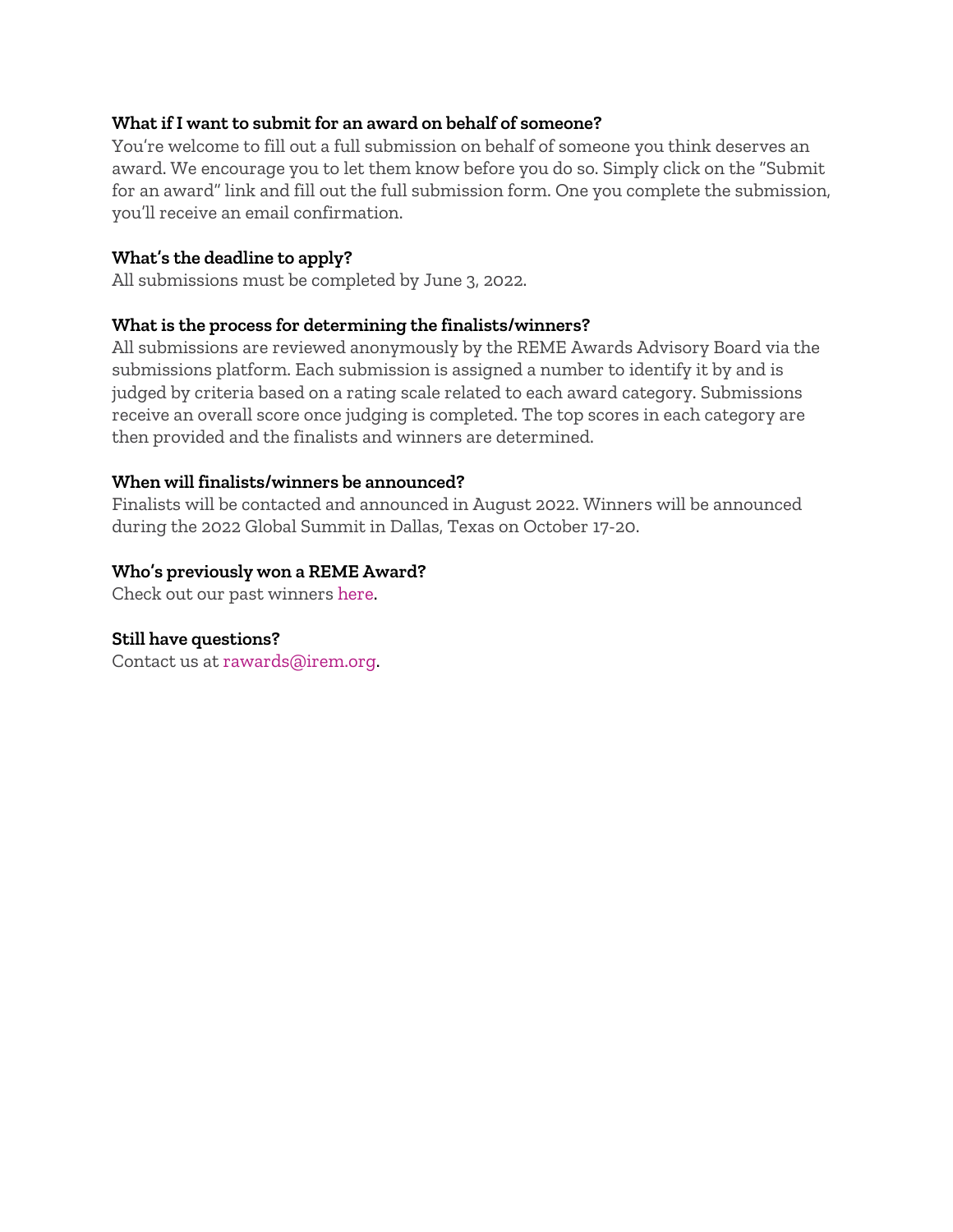**What if I want to submit for an award on behalf of someone?**

You're welcome to fill out a full submission on behalf of someone you think deserves an award. We encourage you to let them know before you do so. Simply click on the "Submit for an award" link and fill out the full submission form. One you complete the submission, you'll receive an email confirmation.

**What's the deadline to apply?**

All submissions must be completed by June 3, 2022.

**What is the process for determining the finalists/winners?**

All submissions are reviewed anonymously by the REME Awards Advisory Board via the submissions platform. Each submission is assigned a number to identify it by and is judged by criteria based on a rating scale related to each award category. Submissions receive an overall score once judging is completed. The top scores in each category are then provided and the finalists and winners are determined.

**When will finalists/winners be announced?**

Finalists will be contacted and announced in August 2022. Winners will be announced during the 2022 Global Summit in Dallas, Texas on October 17-20.

**Who's previously won a REME Award?**

Check out our past winners here.

**Still have questions?**

Contact us at rawards@irem.org.